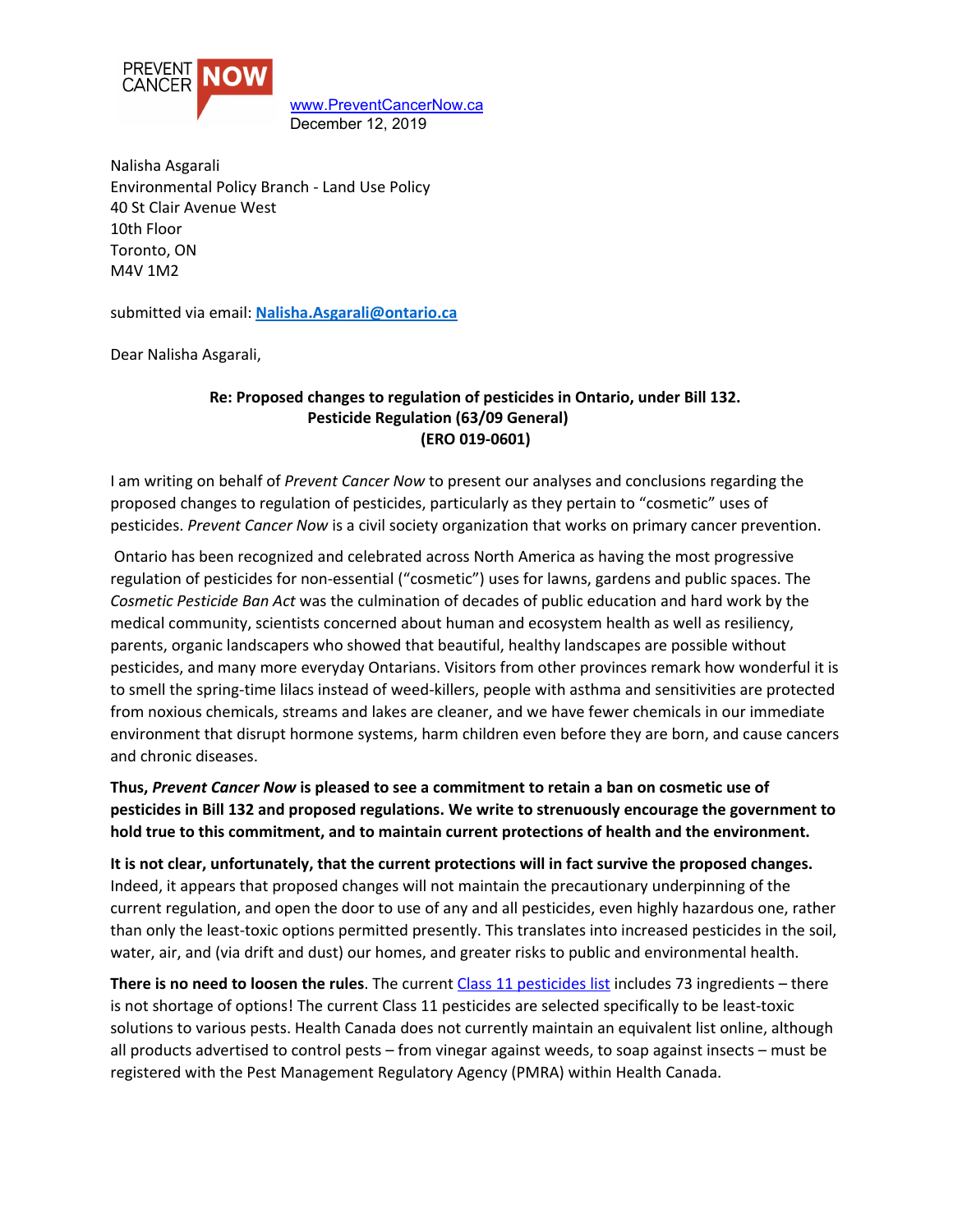PREVENT CANCER NOW

[www.PreventCancerNow.ca](http://www.PreventCancerNow.ca)
December 12, 2019

Nalisha Asgarali
Environmental Policy Branch - Land Use Policy
40 St Clair Avenue West
10th Floor
Toronto, ON
M4V 1M2

submitted via email: **[Nalisha.Asgarali@ontario.ca](mailto:Nalisha.Asgarali@ontario.ca)**

Dear Nalisha Asgarali,

**Re: Proposed changes to regulation of pesticides in Ontario, under Bill 132.**
**Pesticide Regulation (63/09 General)**
**(ERO 019-0601)**

I am writing on behalf of *Prevent Cancer Now* to present our analyses and conclusions regarding the proposed changes to regulation of pesticides, particularly as they pertain to "cosmetic" uses of pesticides. *Prevent Cancer Now* is a civil society organization that works on primary cancer prevention.

Ontario has been recognized and celebrated across North America as having the most progressive regulation of pesticides for non-essential ("cosmetic") uses for lawns, gardens and public spaces. The *Cosmetic Pesticide Ban Act* was the culmination of decades of public education and hard work by the medical community, scientists concerned about human and ecosystem health as well as resiliency, parents, organic landscapers who showed that beautiful, healthy landscapes are possible without pesticides, and many more everyday Ontarians. Visitors from other provinces remark how wonderful it is to smell the spring-time lilacs instead of weed-killers, people with asthma and sensitivities are protected from noxious chemicals, streams and lakes are cleaner, and we have fewer chemicals in our immediate environment that disrupt hormone systems, harm children even before they are born, and cause cancers and chronic diseases.

**Thus, *Prevent Cancer Now* is pleased to see a commitment to retain a ban on cosmetic use of pesticides in Bill 132 and proposed regulations. We write to strenuously encourage the government to hold true to this commitment, and to maintain current protections of health and the environment.**

**It is not clear, unfortunately, that the current protections will in fact survive the proposed changes.** Indeed, it appears that proposed changes will not maintain the precautionary underpinning of the current regulation, and open the door to use of any and all pesticides, even highly hazardous one, rather than only the least-toxic options permitted presently. This translates into increased pesticides in the soil, water, air, and (via drift and dust) our homes, and greater risks to public and environmental health.

**There is no need to loosen the rules**. The current [Class 11 pesticides list]() includes 73 ingredients – there is not shortage of options! The current Class 11 pesticides are selected specifically to be least-toxic solutions to various pests. Health Canada does not currently maintain an equivalent list online, although all products advertised to control pests – from vinegar against weeds, to soap against insects – must be registered with the Pest Management Regulatory Agency (PMRA) within Health Canada.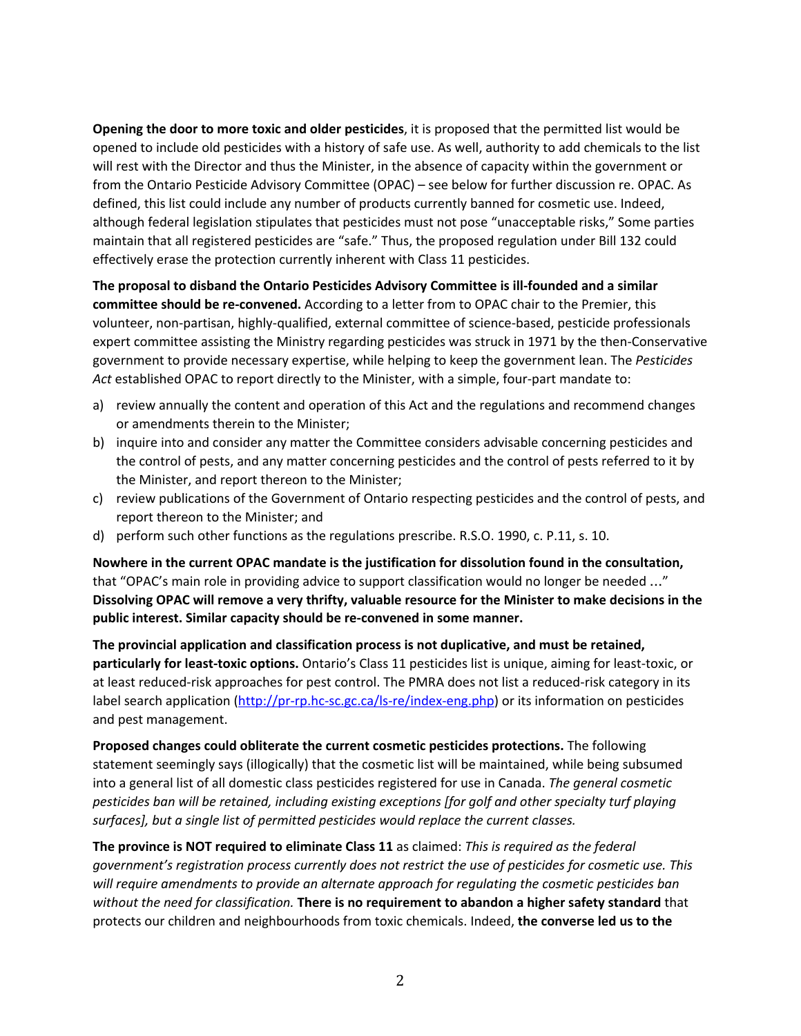**Opening the door to more toxic and older pesticides**, it is proposed that the permitted list would be opened to include old pesticides with a history of safe use. As well, authority to add chemicals to the list will rest with the Director and thus the Minister, in the absence of capacity within the government or from the Ontario Pesticide Advisory Committee (OPAC) – see below for further discussion re. OPAC. As defined, this list could include any number of products currently banned for cosmetic use. Indeed, although federal legislation stipulates that pesticides must not pose "unacceptable risks," Some parties maintain that all registered pesticides are "safe." Thus, the proposed regulation under Bill 132 could effectively erase the protection currently inherent with Class 11 pesticides.

**The proposal to disband the Ontario Pesticides Advisory Committee is ill-founded and a similar committee should be re-convened.** According to a letter from to OPAC chair to the Premier, this volunteer, non-partisan, highly-qualified, external committee of science-based, pesticide professionals expert committee assisting the Ministry regarding pesticides was struck in 1971 by the then-Conservative government to provide necessary expertise, while helping to keep the government lean. The *Pesticides Act* established OPAC to report directly to the Minister, with a simple, four-part mandate to:

a) review annually the content and operation of this Act and the regulations and recommend changes or amendments therein to the Minister;
b) inquire into and consider any matter the Committee considers advisable concerning pesticides and the control of pests, and any matter concerning pesticides and the control of pests referred to it by the Minister, and report thereon to the Minister;
c) review publications of the Government of Ontario respecting pesticides and the control of pests, and report thereon to the Minister; and
d) perform such other functions as the regulations prescribe. R.S.O. 1990, c. P.11, s. 10.

**Nowhere in the current OPAC mandate is the justification for dissolution found in the consultation,** that "OPAC's main role in providing advice to support classification would no longer be needed ..." **Dissolving OPAC will remove a very thrifty, valuable resource for the Minister to make decisions in the public interest. Similar capacity should be re-convened in some manner.**

**The provincial application and classification process is not duplicative, and must be retained, particularly for least-toxic options.** Ontario's Class 11 pesticides list is unique, aiming for least-toxic, or at least reduced-risk approaches for pest control. The PMRA does not list a reduced-risk category in its label search application (http://pr-rp.hc-sc.gc.ca/ls-re/index-eng.php) or its information on pesticides and pest management.

**Proposed changes could obliterate the current cosmetic pesticides protections.** The following statement seemingly says (illogically) that the cosmetic list will be maintained, while being subsumed into a general list of all domestic class pesticides registered for use in Canada. *The general cosmetic pesticides ban will be retained, including existing exceptions [for golf and other specialty turf playing surfaces], but a single list of permitted pesticides would replace the current classes.*

**The province is NOT required to eliminate Class 11** as claimed: *This is required as the federal government's registration process currently does not restrict the use of pesticides for cosmetic use. This will require amendments to provide an alternate approach for regulating the cosmetic pesticides ban without the need for classification.* **There is no requirement to abandon a higher safety standard** that protects our children and neighbourhoods from toxic chemicals. Indeed, **the converse led us to the**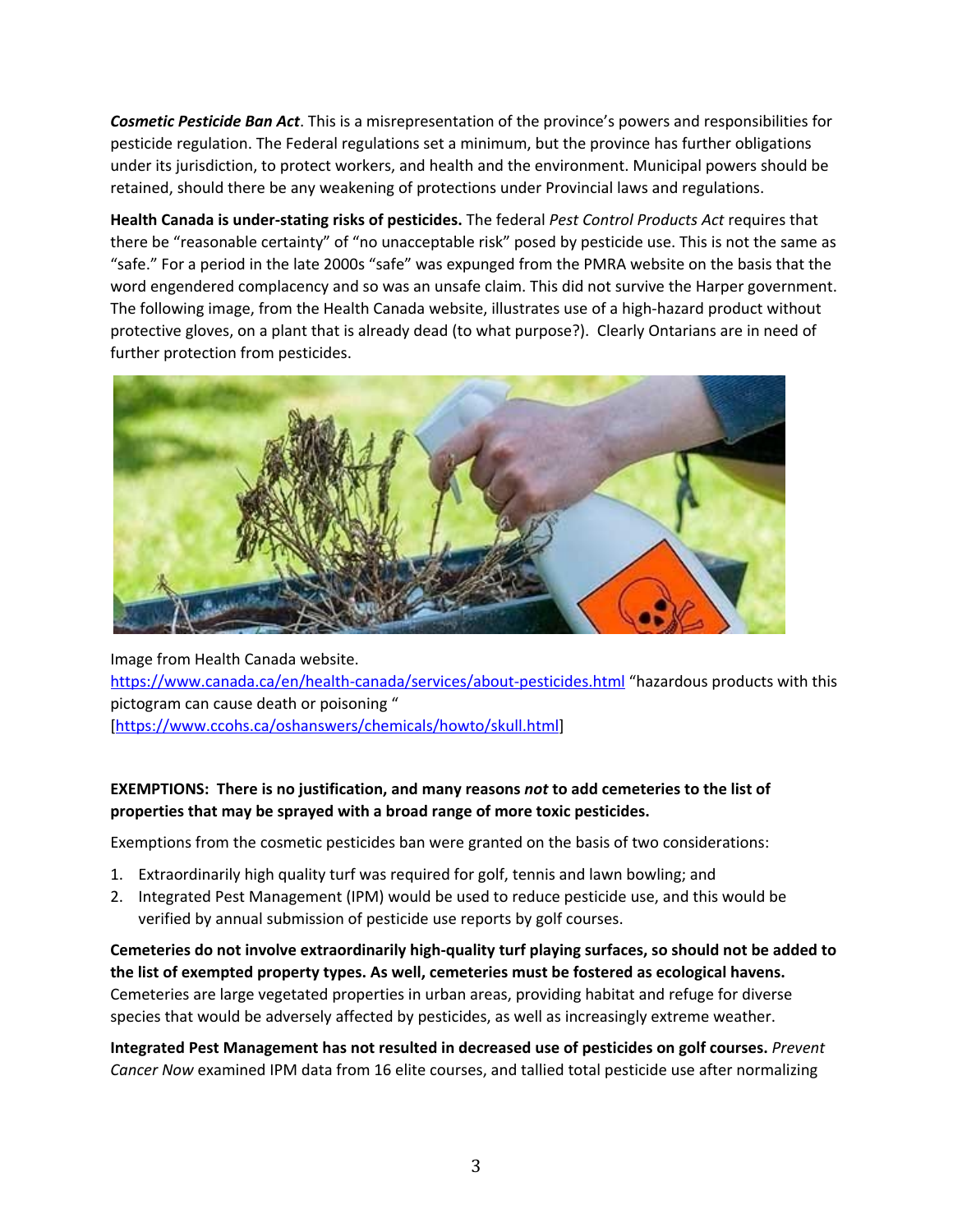***Cosmetic Pesticide Ban Act***. This is a misrepresentation of the province's powers and responsibilities for pesticide regulation. The Federal regulations set a minimum, but the province has further obligations under its jurisdiction, to protect workers, and health and the environment. Municipal powers should be retained, should there be any weakening of protections under Provincial laws and regulations.

**Health Canada is under-stating risks of pesticides.** The federal *Pest Control Products Act* requires that there be "reasonable certainty" of "no unacceptable risk" posed by pesticide use. This is not the same as "safe." For a period in the late 2000s "safe" was expunged from the PMRA website on the basis that the word engendered complacency and so was an unsafe claim. This did not survive the Harper government. The following image, from the Health Canada website, illustrates use of a high-hazard product without protective gloves, on a plant that is already dead (to what purpose?). Clearly Ontarians are in need of further protection from pesticides.

Image from Health Canada website. https://www.canada.ca/en/health-canada/services/about-pesticides.html "hazardous products with this pictogram can cause death or poisoning " [https://www.ccohs.ca/oshanswers/chemicals/howto/skull.html]

**EXEMPTIONS: There is no justification, and many reasons *not* to add cemeteries to the list of properties that may be sprayed with a broad range of more toxic pesticides.**

Exemptions from the cosmetic pesticides ban were granted on the basis of two considerations:

1. Extraordinarily high quality turf was required for golf, tennis and lawn bowling; and
2. Integrated Pest Management (IPM) would be used to reduce pesticide use, and this would be verified by annual submission of pesticide use reports by golf courses.

**Cemeteries do not involve extraordinarily high-quality turf playing surfaces, so should not be added to the list of exempted property types. As well, cemeteries must be fostered as ecological havens.** Cemeteries are large vegetated properties in urban areas, providing habitat and refuge for diverse species that would be adversely affected by pesticides, as well as increasingly extreme weather.

**Integrated Pest Management has not resulted in decreased use of pesticides on golf courses.** *Prevent Cancer Now* examined IPM data from 16 elite courses, and tallied total pesticide use after normalizing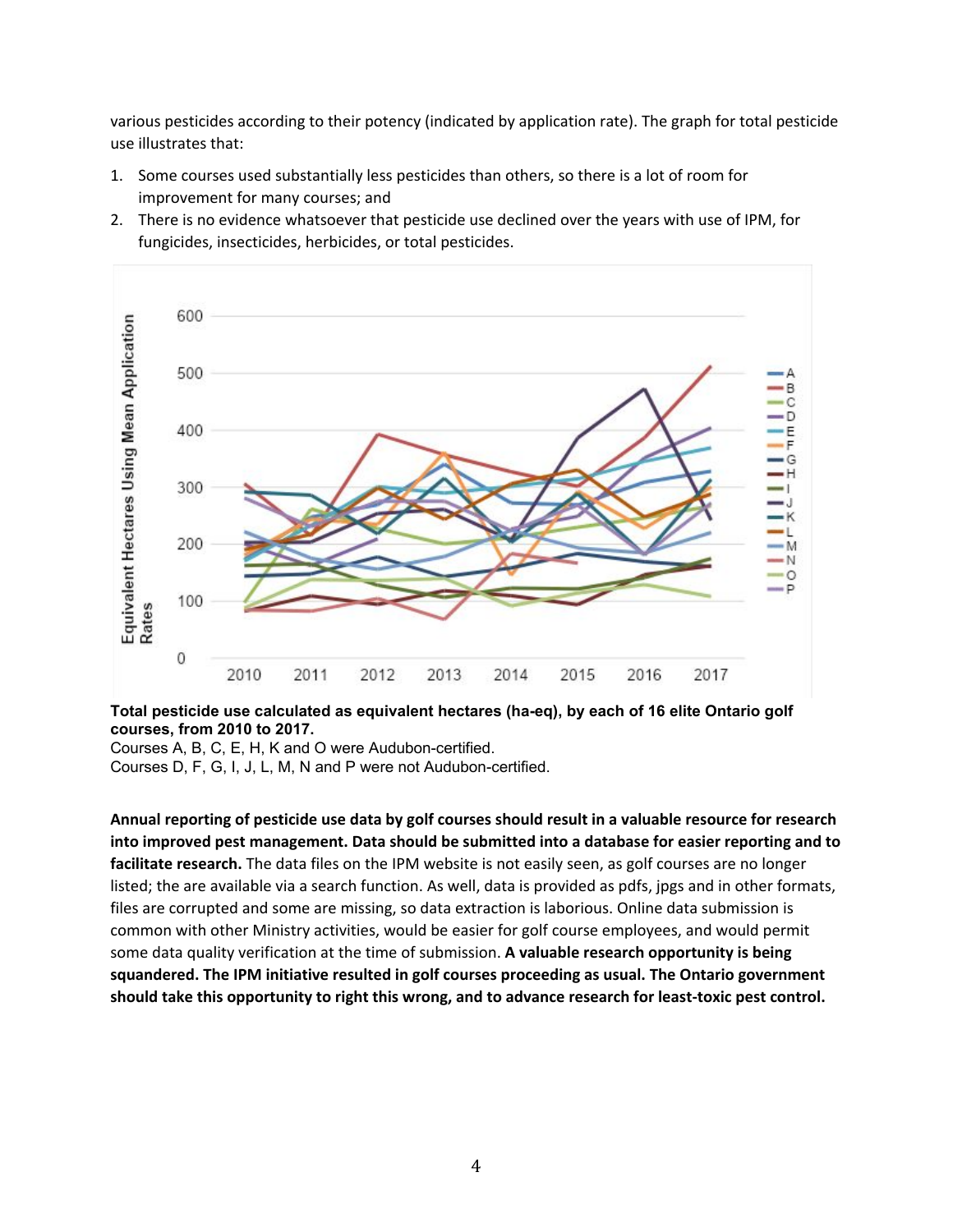various pesticides according to their potency (indicated by application rate). The graph for total pesticide use illustrates that:

1. Some courses used substantially less pesticides than others, so there is a lot of room for improvement for many courses; and
2. There is no evidence whatsoever that pesticide use declined over the years with use of IPM, for fungicides, insecticides, herbicides, or total pesticides.

**Total pesticide use calculated as equivalent hectares (ha-eq), by each of 16 elite Ontario golf courses, from 2010 to 2017.**
Courses A, B, C, E, H, K and O were Audubon-certified.
Courses D, F, G, I, J, L, M, N and P were not Audubon-certified.

**Annual reporting of pesticide use data by golf courses should result in a valuable resource for research into improved pest management. Data should be submitted into a database for easier reporting and to facilitate research.** The data files on the IPM website is not easily seen, as golf courses are no longer listed; the are available via a search function. As well, data is provided as pdfs, jpgs and in other formats, files are corrupted and some are missing, so data extraction is laborious. Online data submission is common with other Ministry activities, would be easier for golf course employees, and would permit some data quality verification at the time of submission. **A valuable research opportunity is being squandered. The IPM initiative resulted in golf courses proceeding as usual. The Ontario government should take this opportunity to right this wrong, and to advance research for least-toxic pest control.**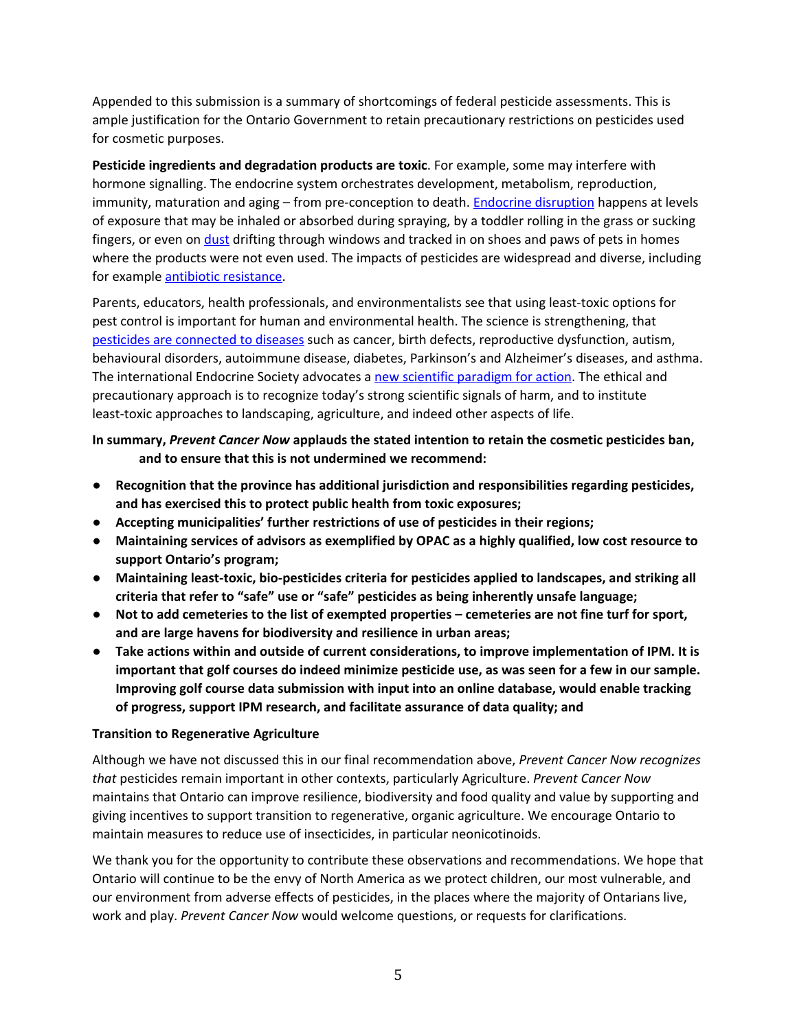Appended to this submission is a summary of shortcomings of federal pesticide assessments. This is ample justification for the Ontario Government to retain precautionary restrictions on pesticides used for cosmetic purposes.

**Pesticide ingredients and degradation products are toxic**. For example, some may interfere with hormone signalling. The endocrine system orchestrates development, metabolism, reproduction, immunity, maturation and aging – from pre-conception to death. Endocrine disruption happens at levels of exposure that may be inhaled or absorbed during spraying, by a toddler rolling in the grass or sucking fingers, or even on dust drifting through windows and tracked in on shoes and paws of pets in homes where the products were not even used. The impacts of pesticides are widespread and diverse, including for example antibiotic resistance.

Parents, educators, health professionals, and environmentalists see that using least-toxic options for pest control is important for human and environmental health. The science is strengthening, that pesticides are connected to diseases such as cancer, birth defects, reproductive dysfunction, autism, behavioural disorders, autoimmune disease, diabetes, Parkinson's and Alzheimer's diseases, and asthma. The international Endocrine Society advocates a new scientific paradigm for action. The ethical and precautionary approach is to recognize today's strong scientific signals of harm, and to institute least-toxic approaches to landscaping, agriculture, and indeed other aspects of life.

**In summary, *Prevent Cancer Now* applauds the stated intention to retain the cosmetic pesticides ban, and to ensure that this is not undermined we recommend:**

- **Recognition that the province has additional jurisdiction and responsibilities regarding pesticides, and has exercised this to protect public health from toxic exposures;**
- **Accepting municipalities' further restrictions of use of pesticides in their regions;**
- **Maintaining services of advisors as exemplified by OPAC as a highly qualified, low cost resource to support Ontario's program;**
- **Maintaining least-toxic, bio-pesticides criteria for pesticides applied to landscapes, and striking all criteria that refer to "safe" use or "safe" pesticides as being inherently unsafe language;**
- **Not to add cemeteries to the list of exempted properties – cemeteries are not fine turf for sport, and are large havens for biodiversity and resilience in urban areas;**
- **Take actions within and outside of current considerations, to improve implementation of IPM. It is important that golf courses do indeed minimize pesticide use, as was seen for a few in our sample. Improving golf course data submission with input into an online database, would enable tracking of progress, support IPM research, and facilitate assurance of data quality; and**

**Transition to Regenerative Agriculture**

Although we have not discussed this in our final recommendation above, *Prevent Cancer Now recognizes that* pesticides remain important in other contexts, particularly Agriculture. *Prevent Cancer Now* maintains that Ontario can improve resilience, biodiversity and food quality and value by supporting and giving incentives to support transition to regenerative, organic agriculture. We encourage Ontario to maintain measures to reduce use of insecticides, in particular neonicotinoids.

We thank you for the opportunity to contribute these observations and recommendations. We hope that Ontario will continue to be the envy of North America as we protect children, our most vulnerable, and our environment from adverse effects of pesticides, in the places where the majority of Ontarians live, work and play. *Prevent Cancer Now* would welcome questions, or requests for clarifications.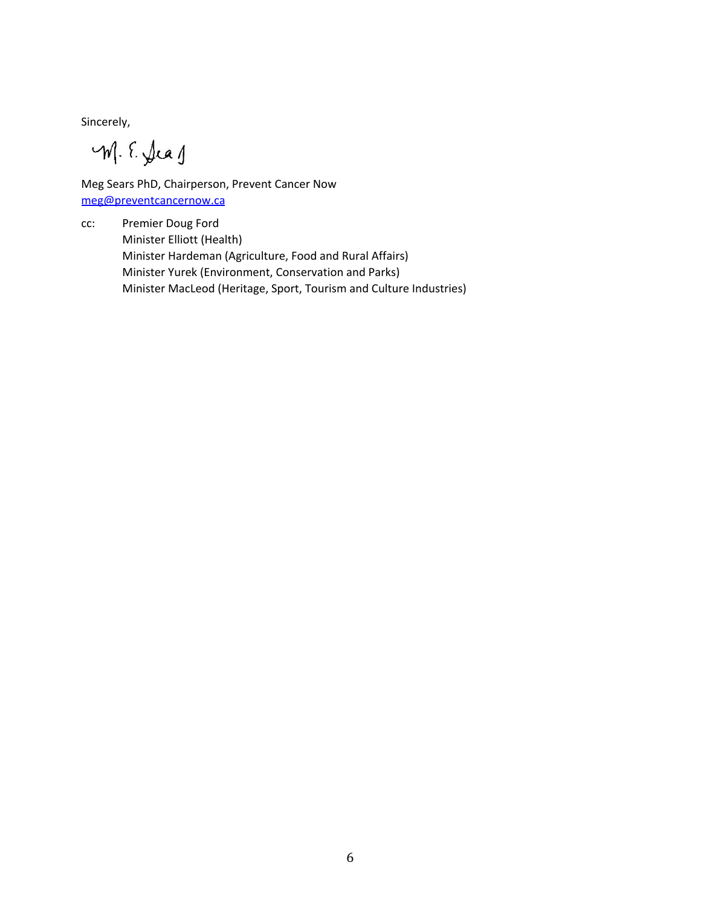Sincerely,

M. E. Sears

Meg Sears PhD, Chairperson, Prevent Cancer Now
meg@preventcancernow.ca

cc: Premier Doug Ford
Minister Elliott (Health)
Minister Hardeman (Agriculture, Food and Rural Affairs)
Minister Yurek (Environment, Conservation and Parks)
Minister MacLeod (Heritage, Sport, Tourism and Culture Industries)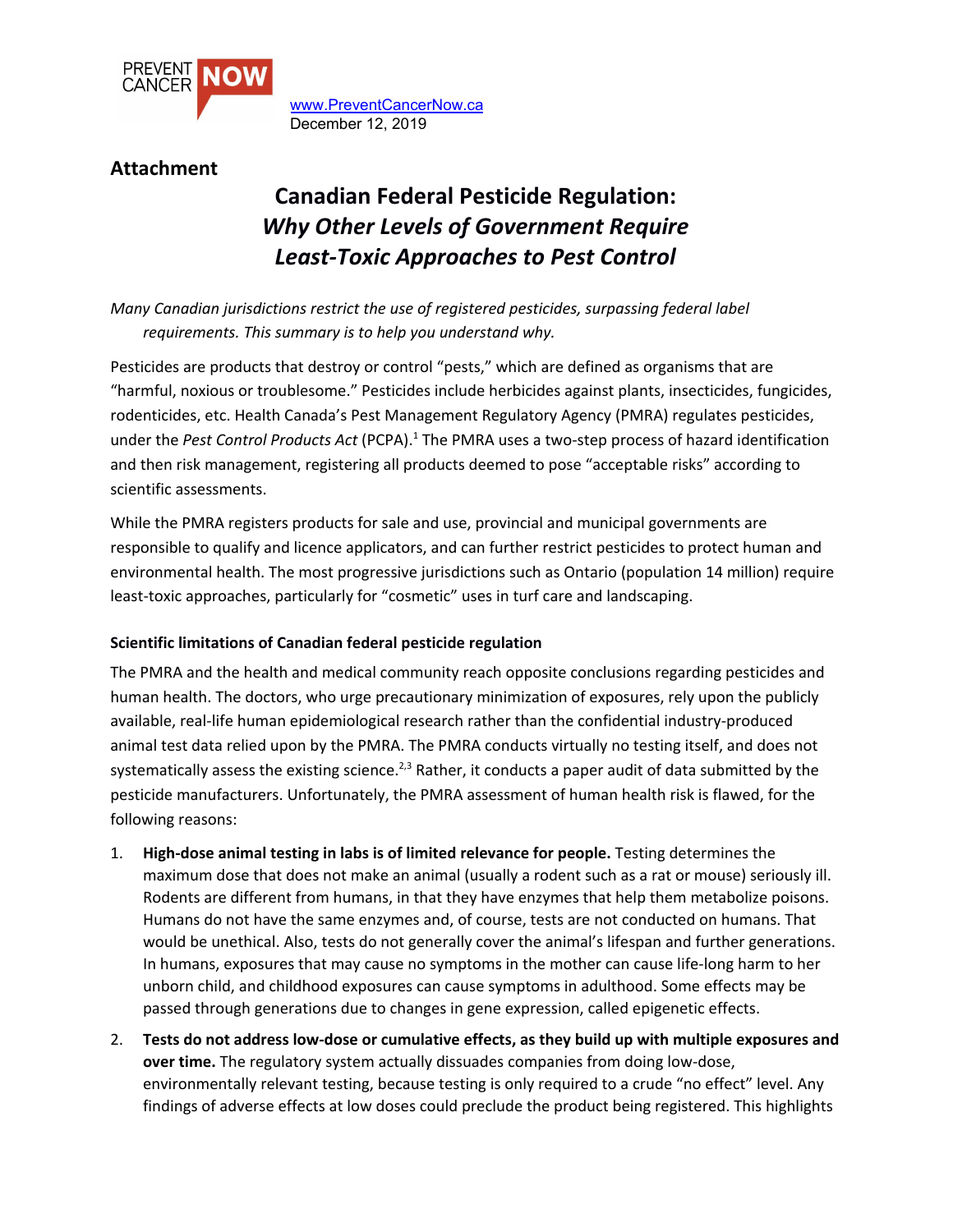PREVENT CANCER NOW

www.PreventCancerNow.ca
December 12, 2019

**Attachment**

# Canadian Federal Pesticide Regulation: *Why Other Levels of Government Require Least-Toxic Approaches to Pest Control*

*Many Canadian jurisdictions restrict the use of registered pesticides, surpassing federal label requirements. This summary is to help you understand why.*

Pesticides are products that destroy or control "pests," which are defined as organisms that are "harmful, noxious or troublesome." Pesticides include herbicides against plants, insecticides, fungicides, rodenticides, etc. Health Canada's Pest Management Regulatory Agency (PMRA) regulates pesticides, under the *Pest Control Products Act* (PCPA).[1] The PMRA uses a two-step process of hazard identification and then risk management, registering all products deemed to pose "acceptable risks" according to scientific assessments.

While the PMRA registers products for sale and use, provincial and municipal governments are responsible to qualify and licence applicators, and can further restrict pesticides to protect human and environmental health. The most progressive jurisdictions such as Ontario (population 14 million) require least-toxic approaches, particularly for "cosmetic" uses in turf care and landscaping.

**Scientific limitations of Canadian federal pesticide regulation**

The PMRA and the health and medical community reach opposite conclusions regarding pesticides and human health. The doctors, who urge precautionary minimization of exposures, rely upon the publicly available, real-life human epidemiological research rather than the confidential industry-produced animal test data relied upon by the PMRA. The PMRA conducts virtually no testing itself, and does not systematically assess the existing science.[2,3] Rather, it conducts a paper audit of data submitted by the pesticide manufacturers. Unfortunately, the PMRA assessment of human health risk is flawed, for the following reasons:

1. **High-dose animal testing in labs is of limited relevance for people.** Testing determines the maximum dose that does not make an animal (usually a rodent such as a rat or mouse) seriously ill. Rodents are different from humans, in that they have enzymes that help them metabolize poisons. Humans do not have the same enzymes and, of course, tests are not conducted on humans. That would be unethical. Also, tests do not generally cover the animal's lifespan and further generations. In humans, exposures that may cause no symptoms in the mother can cause life-long harm to her unborn child, and childhood exposures can cause symptoms in adulthood. Some effects may be passed through generations due to changes in gene expression, called epigenetic effects.
2. **Tests do not address low-dose or cumulative effects, as they build up with multiple exposures and over time.** The regulatory system actually dissuades companies from doing low-dose, environmentally relevant testing, because testing is only required to a crude "no effect" level. Any findings of adverse effects at low doses could preclude the product being registered. This highlights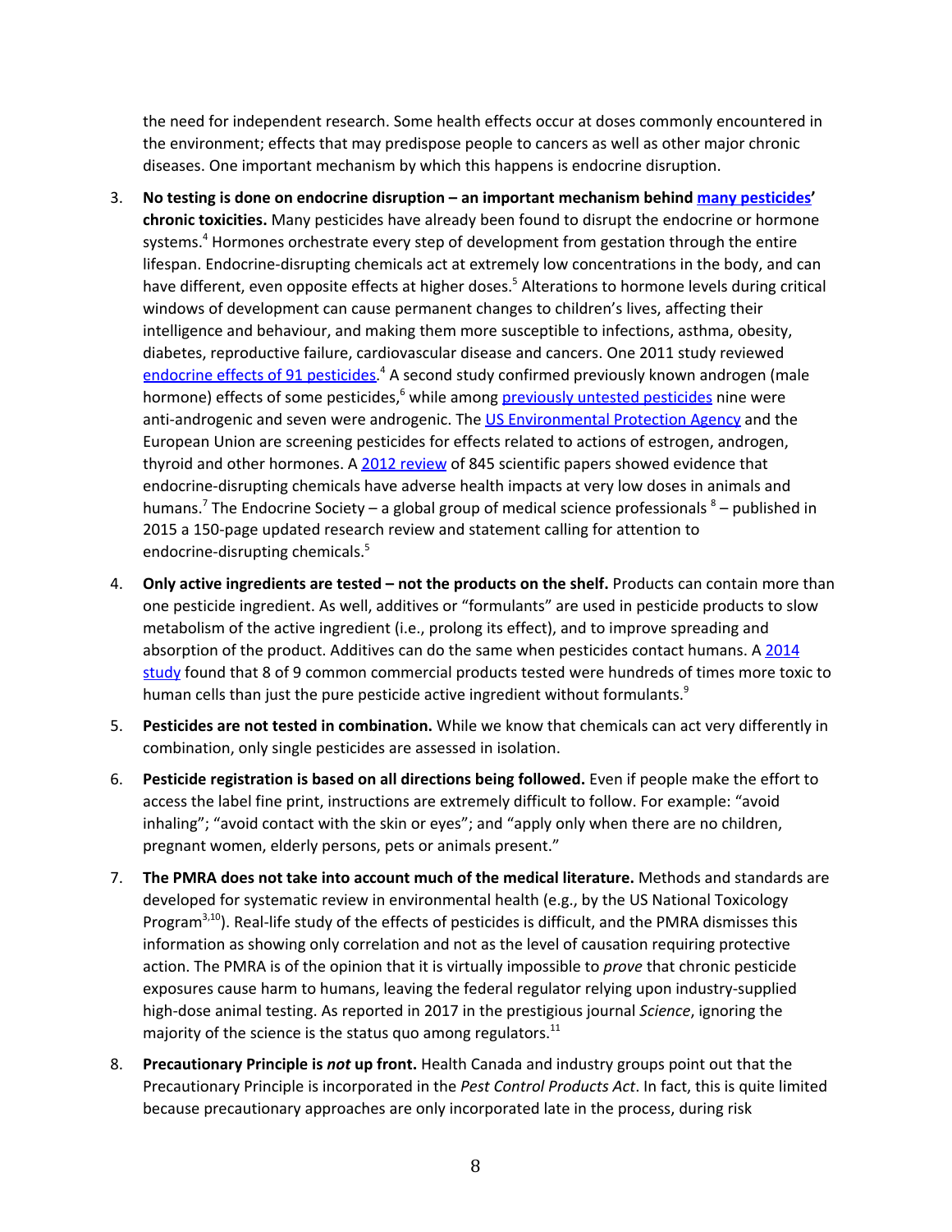the need for independent research. Some health effects occur at doses commonly encountered in the environment; effects that may predispose people to cancers as well as other major chronic diseases. One important mechanism by which this happens is endocrine disruption.

3. **No testing is done on endocrine disruption – an important mechanism behind many pesticides' chronic toxicities.** Many pesticides have already been found to disrupt the endocrine or hormone systems.[4] Hormones orchestrate every step of development from gestation through the entire lifespan. Endocrine-disrupting chemicals act at extremely low concentrations in the body, and can have different, even opposite effects at higher doses.[5] Alterations to hormone levels during critical windows of development can cause permanent changes to children's lives, affecting their intelligence and behaviour, and making them more susceptible to infections, asthma, obesity, diabetes, reproductive failure, cardiovascular disease and cancers. One 2011 study reviewed endocrine effects of 91 pesticides.[4] A second study confirmed previously known androgen (male hormone) effects of some pesticides,[6] while among previously untested pesticides nine were anti-androgenic and seven were androgenic. The US Environmental Protection Agency and the European Union are screening pesticides for effects related to actions of estrogen, androgen, thyroid and other hormones. A 2012 review of 845 scientific papers showed evidence that endocrine-disrupting chemicals have adverse health impacts at very low doses in animals and humans.[7] The Endocrine Society – a global group of medical science professionals [8] – published in 2015 a 150-page updated research review and statement calling for attention to endocrine-disrupting chemicals.[5]

4. **Only active ingredients are tested – not the products on the shelf.** Products can contain more than one pesticide ingredient. As well, additives or "formulants" are used in pesticide products to slow metabolism of the active ingredient (i.e., prolong its effect), and to improve spreading and absorption of the product. Additives can do the same when pesticides contact humans. A 2014 study found that 8 of 9 common commercial products tested were hundreds of times more toxic to human cells than just the pure pesticide active ingredient without formulants.[9]

5. **Pesticides are not tested in combination.** While we know that chemicals can act very differently in combination, only single pesticides are assessed in isolation.

6. **Pesticide registration is based on all directions being followed.** Even if people make the effort to access the label fine print, instructions are extremely difficult to follow. For example: "avoid inhaling"; "avoid contact with the skin or eyes"; and "apply only when there are no children, pregnant women, elderly persons, pets or animals present."

7. **The PMRA does not take into account much of the medical literature.** Methods and standards are developed for systematic review in environmental health (e.g., by the US National Toxicology Program[3,10]). Real-life study of the effects of pesticides is difficult, and the PMRA dismisses this information as showing only correlation and not as the level of causation requiring protective action. The PMRA is of the opinion that it is virtually impossible to *prove* that chronic pesticide exposures cause harm to humans, leaving the federal regulator relying upon industry-supplied high-dose animal testing. As reported in 2017 in the prestigious journal *Science*, ignoring the majority of the science is the status quo among regulators.[11]

8. **Precautionary Principle is *not* up front.** Health Canada and industry groups point out that the Precautionary Principle is incorporated in the *Pest Control Products Act*. In fact, this is quite limited because precautionary approaches are only incorporated late in the process, during risk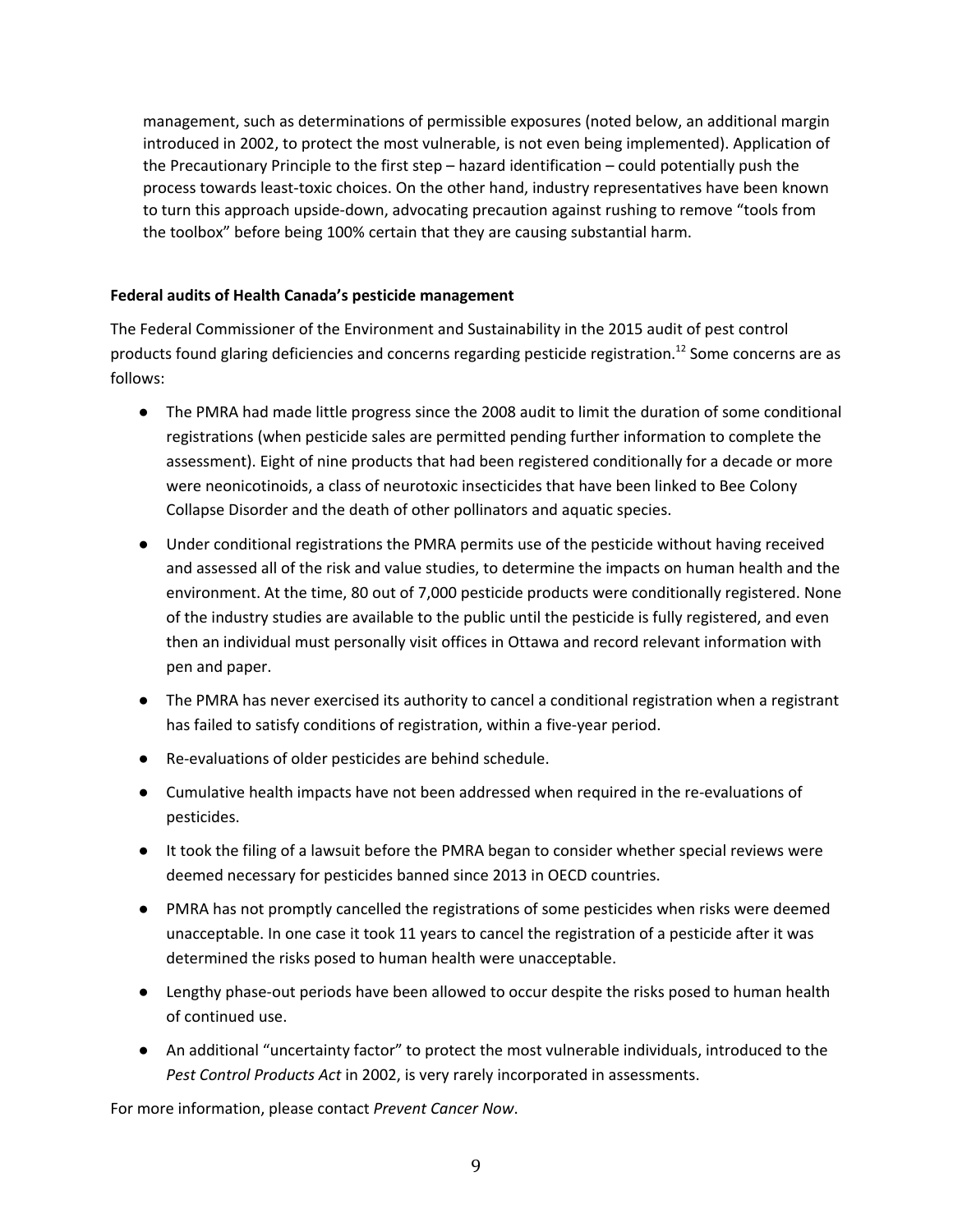management, such as determinations of permissible exposures (noted below, an additional margin introduced in 2002, to protect the most vulnerable, is not even being implemented). Application of the Precautionary Principle to the first step – hazard identification – could potentially push the process towards least-toxic choices. On the other hand, industry representatives have been known to turn this approach upside-down, advocating precaution against rushing to remove "tools from the toolbox" before being 100% certain that they are causing substantial harm.

**Federal audits of Health Canada's pesticide management**

The Federal Commissioner of the Environment and Sustainability in the 2015 audit of pest control products found glaring deficiencies and concerns regarding pesticide registration.[12] Some concerns are as follows:

- The PMRA had made little progress since the 2008 audit to limit the duration of some conditional registrations (when pesticide sales are permitted pending further information to complete the assessment). Eight of nine products that had been registered conditionally for a decade or more were neonicotinoids, a class of neurotoxic insecticides that have been linked to Bee Colony Collapse Disorder and the death of other pollinators and aquatic species.
- Under conditional registrations the PMRA permits use of the pesticide without having received and assessed all of the risk and value studies, to determine the impacts on human health and the environment. At the time, 80 out of 7,000 pesticide products were conditionally registered. None of the industry studies are available to the public until the pesticide is fully registered, and even then an individual must personally visit offices in Ottawa and record relevant information with pen and paper.
- The PMRA has never exercised its authority to cancel a conditional registration when a registrant has failed to satisfy conditions of registration, within a five-year period.
- Re-evaluations of older pesticides are behind schedule.
- Cumulative health impacts have not been addressed when required in the re-evaluations of pesticides.
- It took the filing of a lawsuit before the PMRA began to consider whether special reviews were deemed necessary for pesticides banned since 2013 in OECD countries.
- PMRA has not promptly cancelled the registrations of some pesticides when risks were deemed unacceptable. In one case it took 11 years to cancel the registration of a pesticide after it was determined the risks posed to human health were unacceptable.
- Lengthy phase-out periods have been allowed to occur despite the risks posed to human health of continued use.
- An additional "uncertainty factor" to protect the most vulnerable individuals, introduced to the *Pest Control Products Act* in 2002, is very rarely incorporated in assessments.

For more information, please contact *Prevent Cancer Now*.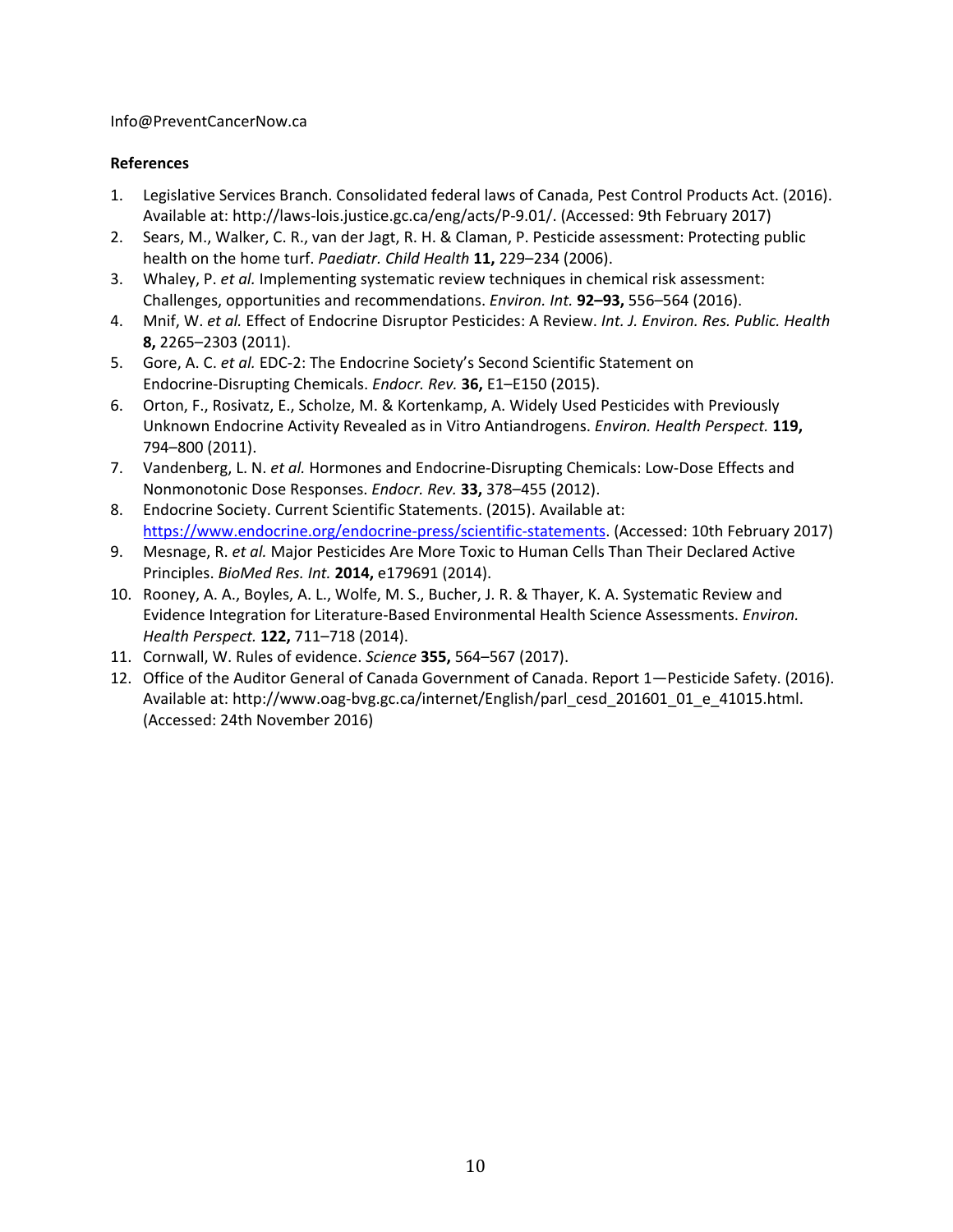Info@PreventCancerNow.ca

**References**

1. Legislative Services Branch. Consolidated federal laws of Canada, Pest Control Products Act. (2016). Available at: http://laws-lois.justice.gc.ca/eng/acts/P-9.01/. (Accessed: 9th February 2017)
2. Sears, M., Walker, C. R., van der Jagt, R. H. & Claman, P. Pesticide assessment: Protecting public health on the home turf. *Paediatr. Child Health* **11,** 229–234 (2006).
3. Whaley, P. *et al.* Implementing systematic review techniques in chemical risk assessment: Challenges, opportunities and recommendations. *Environ. Int.* **92–93,** 556–564 (2016).
4. Mnif, W. *et al.* Effect of Endocrine Disruptor Pesticides: A Review. *Int. J. Environ. Res. Public. Health* **8,** 2265–2303 (2011).
5. Gore, A. C. *et al.* EDC-2: The Endocrine Society's Second Scientific Statement on Endocrine-Disrupting Chemicals. *Endocr. Rev.* **36,** E1–E150 (2015).
6. Orton, F., Rosivatz, E., Scholze, M. & Kortenkamp, A. Widely Used Pesticides with Previously Unknown Endocrine Activity Revealed as in Vitro Antiandrogens. *Environ. Health Perspect.* **119,** 794–800 (2011).
7. Vandenberg, L. N. *et al.* Hormones and Endocrine-Disrupting Chemicals: Low-Dose Effects and Nonmonotonic Dose Responses. *Endocr. Rev.* **33,** 378–455 (2012).
8. Endocrine Society. Current Scientific Statements. (2015). Available at: https://www.endocrine.org/endocrine-press/scientific-statements. (Accessed: 10th February 2017)
9. Mesnage, R. *et al.* Major Pesticides Are More Toxic to Human Cells Than Their Declared Active Principles. *BioMed Res. Int.* **2014,** e179691 (2014).
10. Rooney, A. A., Boyles, A. L., Wolfe, M. S., Bucher, J. R. & Thayer, K. A. Systematic Review and Evidence Integration for Literature-Based Environmental Health Science Assessments. *Environ. Health Perspect.* **122,** 711–718 (2014).
11. Cornwall, W. Rules of evidence. *Science* **355,** 564–567 (2017).
12. Office of the Auditor General of Canada Government of Canada. Report 1—Pesticide Safety. (2016). Available at: http://www.oag-bvg.gc.ca/internet/English/parl_cesd_201601_01_e_41015.html. (Accessed: 24th November 2016)